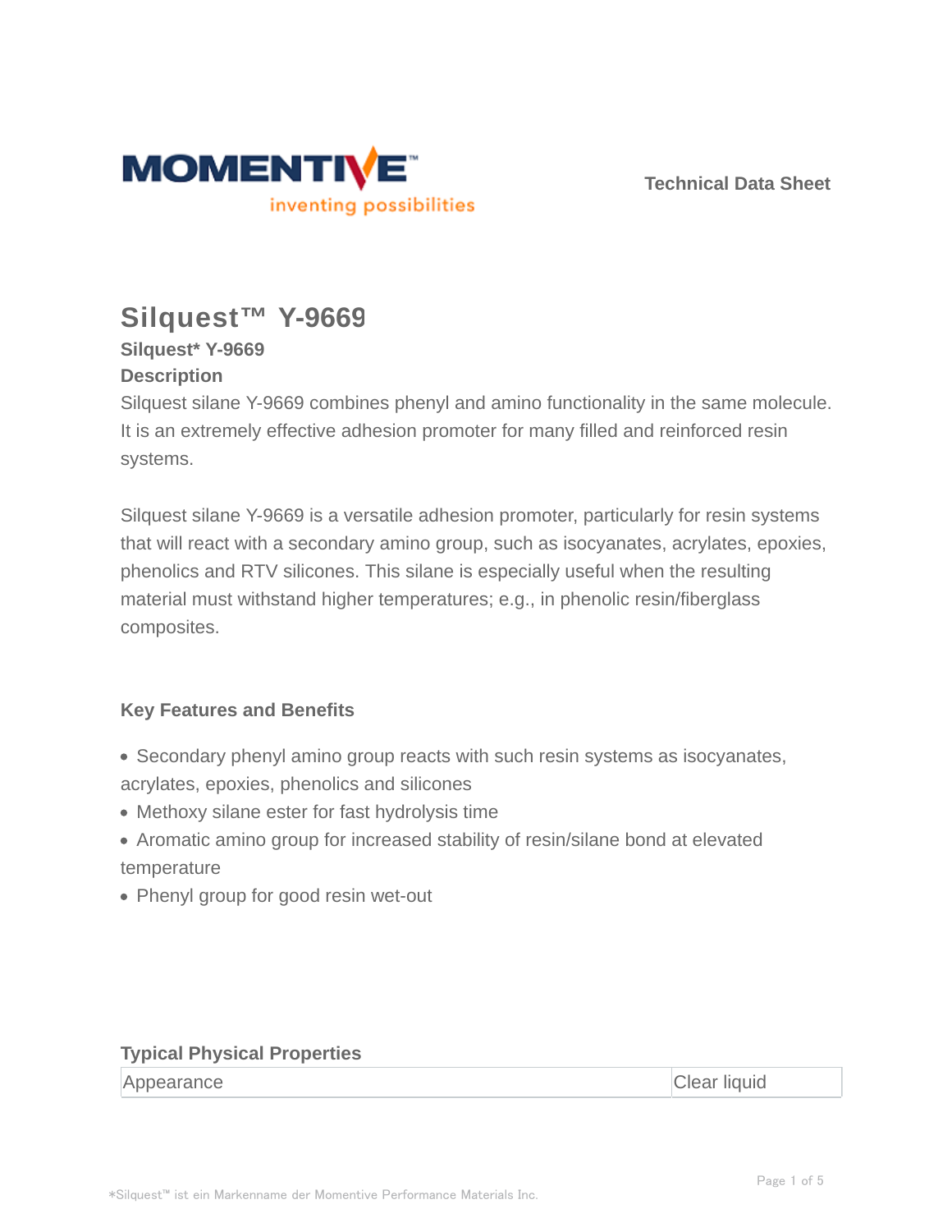Technical Data Sheet

# Silquest™ Y-9669

### Silquest* Y-9669

### Description

Silquest silane Y-9669 combines phenyl and amino functionality in the same molecule. It is an extremely effective adhesion promoter for many filled and reinforced resin systems.

Silquest silane Y-9669 is a versatile adhesion promoter, particularly for resin systems that will react with a secondary amino group, such as isocyanates, acrylates, epoxies, phenolics and RTV silicones. This silane is especially useful when the resulting material must withstand higher temperatures; e.g., in phenolic resin/fiberglass composites.

### Key Features and Benefits

- Secondary phenyl amino group reacts with such resin systems as isocyanates, acrylates, epoxies, phenolics and silicones
- Methoxy silane ester for fast hydrolysis time
- Aromatic amino group for increased stability of resin/silane bond at elevated temperature
- Phenyl group for good resin wet-out

### Typical Physical Properties

| Appearance | Clear liquid |
|---|---|

*Silquest™ ist ein Markenname der Momentive Performance Materials Inc.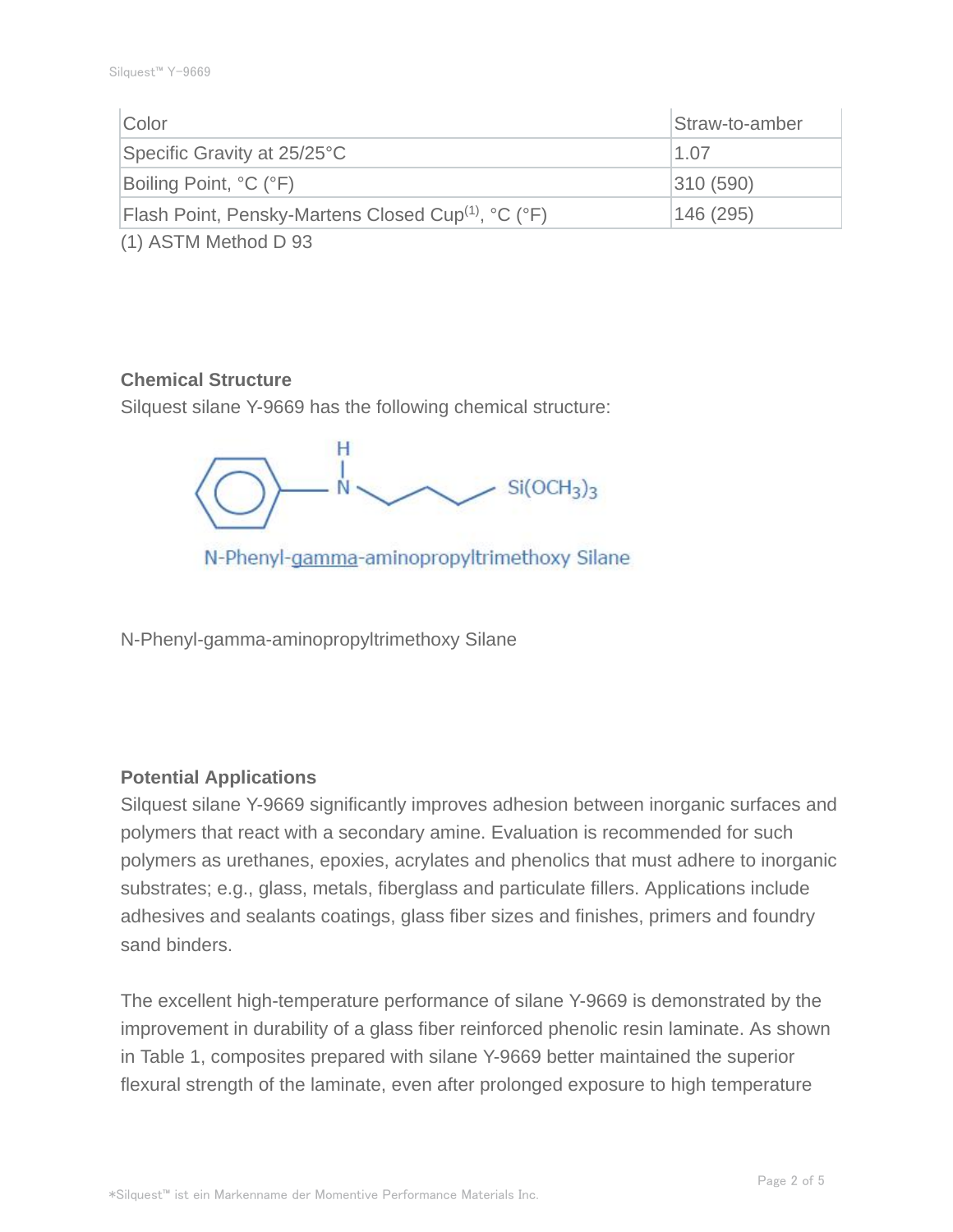| Color | Straw-to-amber |
| --- | --- |
| Specific Gravity at 25/25°C | 1.07 |
| Boiling Point, °C (°F) | 310 (590) |
| Flash Point, Pensky-Martens Closed Cup[1], °C (°F) | 146 (295) |

(1) ASTM Method D 93

**Chemical Structure**

Silquest silane Y-9669 has the following chemical structure:

N-Phenyl-gamma-aminopropyltrimethoxy Silane

N-Phenyl-gamma-aminopropyltrimethoxy Silane

**Potential Applications**

Silquest silane Y-9669 significantly improves adhesion between inorganic surfaces and polymers that react with a secondary amine. Evaluation is recommended for such polymers as urethanes, epoxies, acrylates and phenolics that must adhere to inorganic substrates; e.g., glass, metals, fiberglass and particulate fillers. Applications include adhesives and sealants coatings, glass fiber sizes and finishes, primers and foundry sand binders.

The excellent high-temperature performance of silane Y-9669 is demonstrated by the improvement in durability of a glass fiber reinforced phenolic resin laminate. As shown in Table 1, composites prepared with silane Y-9669 better maintained the superior flexural strength of the laminate, even after prolonged exposure to high temperature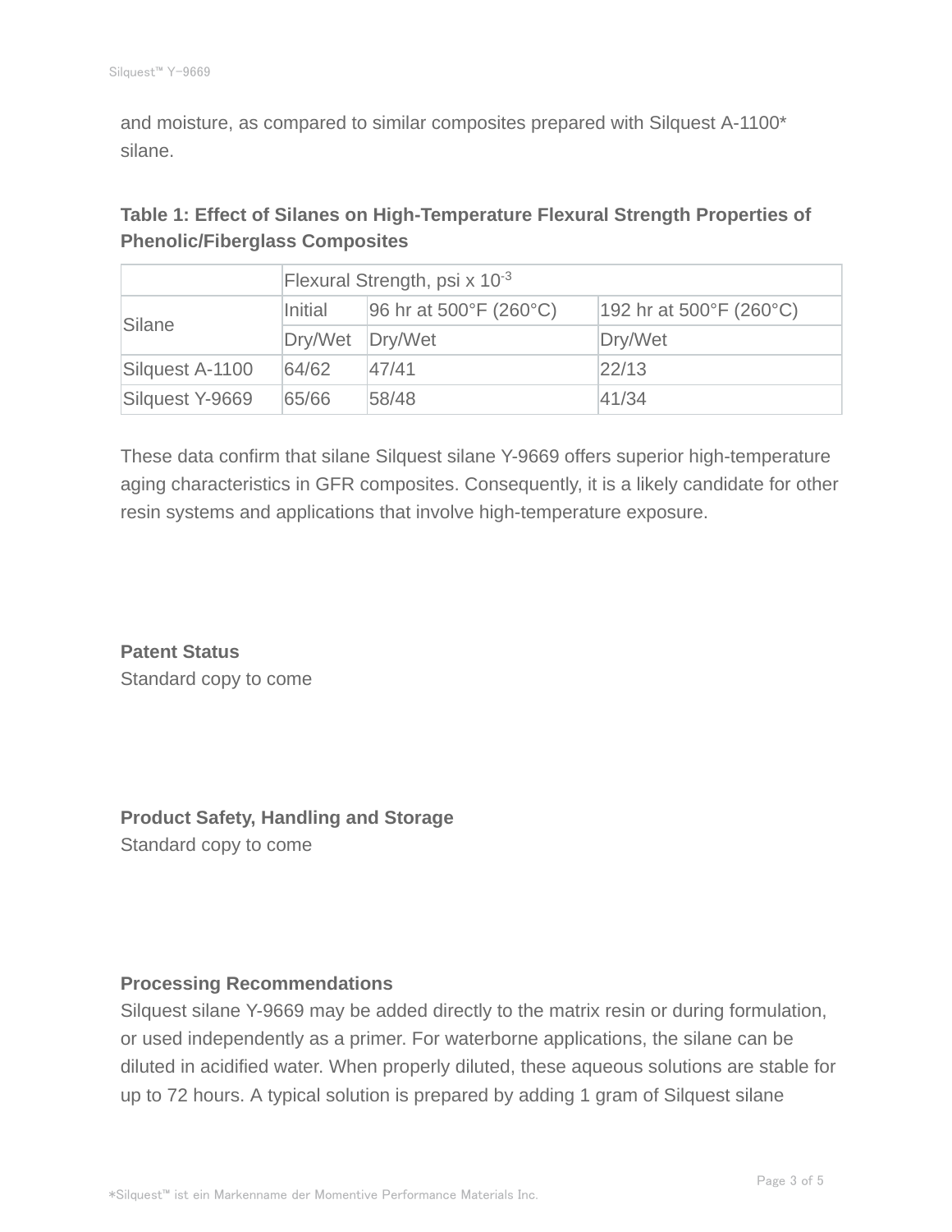and moisture, as compared to similar composites prepared with Silquest A-1100* silane.

**Table 1: Effect of Silanes on High-Temperature Flexural Strength Properties of Phenolic/Fiberglass Composites**

| | Flexural Strength, psi x $10^{-3}$ | | |
|---|---|---|---|
| Silane | Initial | 96 hr at 500°F (260°C) | 192 hr at 500°F (260°C) |
| | Dry/Wet | Dry/Wet | Dry/Wet |
| Silquest A-1100 | 64/62 | 47/41 | 22/13 |
| Silquest Y-9669 | 65/66 | 58/48 | 41/34 |

These data confirm that silane Silquest silane Y-9669 offers superior high-temperature aging characteristics in GFR composites. Consequently, it is a likely candidate for other resin systems and applications that involve high-temperature exposure.

**Patent Status**

Standard copy to come

**Product Safety, Handling and Storage**

Standard copy to come

**Processing Recommendations**

Silquest silane Y-9669 may be added directly to the matrix resin or during formulation, or used independently as a primer. For waterborne applications, the silane can be diluted in acidified water. When properly diluted, these aqueous solutions are stable for up to 72 hours. A typical solution is prepared by adding 1 gram of Silquest silane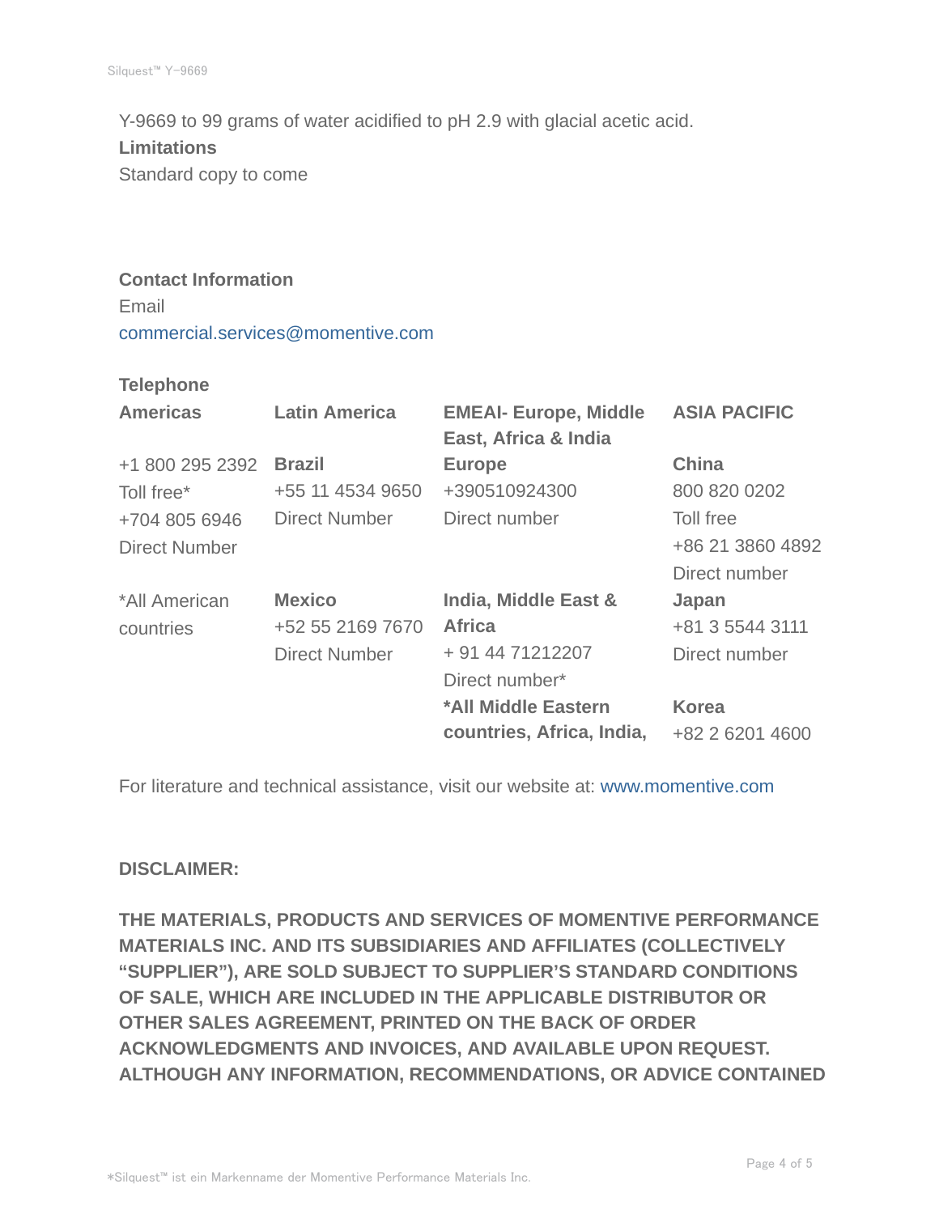Y-9669 to 99 grams of water acidified to pH 2.9 with glacial acetic acid.

**Limitations**

Standard copy to come

**Contact Information**

Email

commercial.services@momentive.com

**Telephone**

| Americas | Latin America | EMEAI- Europe, Middle East, Africa & India | ASIA PACIFIC |
|---|---|---|---|
| +1 800 295 2392 Toll free* +704 805 6946 Direct Number | **Brazil** +55 11 4534 9650 Direct Number | **Europe** +390510924300 Direct number | **China** 800 820 0202 Toll free +86 21 3860 4892 Direct number |
| *All American countries | **Mexico** +52 55 2169 7670 Direct Number | **India, Middle East & Africa** + 91 44 71212207 Direct number* | **Japan** +81 3 5544 3111 Direct number |
| | | ***All Middle Eastern countries, Africa, India,** | **Korea** +82 2 6201 4600 |

For literature and technical assistance, visit our website at: www.momentive.com

**DISCLAIMER:**

**THE MATERIALS, PRODUCTS AND SERVICES OF MOMENTIVE PERFORMANCE MATERIALS INC. AND ITS SUBSIDIARIES AND AFFILIATES (COLLECTIVELY "SUPPLIER"), ARE SOLD SUBJECT TO SUPPLIER'S STANDARD CONDITIONS OF SALE, WHICH ARE INCLUDED IN THE APPLICABLE DISTRIBUTOR OR OTHER SALES AGREEMENT, PRINTED ON THE BACK OF ORDER ACKNOWLEDGMENTS AND INVOICES, AND AVAILABLE UPON REQUEST. ALTHOUGH ANY INFORMATION, RECOMMENDATIONS, OR ADVICE CONTAINED**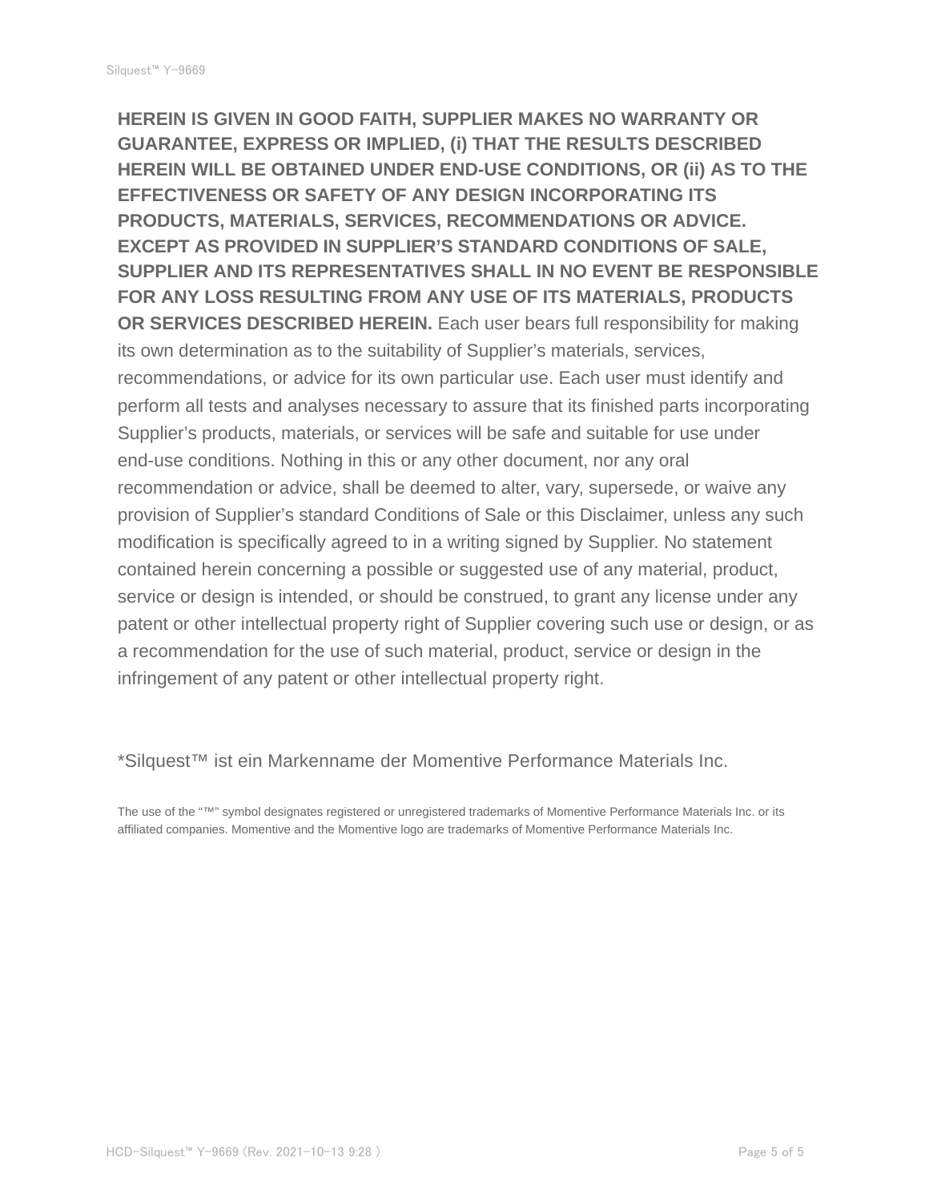**HEREIN IS GIVEN IN GOOD FAITH, SUPPLIER MAKES NO WARRANTY OR GUARANTEE, EXPRESS OR IMPLIED, (i) THAT THE RESULTS DESCRIBED HEREIN WILL BE OBTAINED UNDER END-USE CONDITIONS, OR (ii) AS TO THE EFFECTIVENESS OR SAFETY OF ANY DESIGN INCORPORATING ITS PRODUCTS, MATERIALS, SERVICES, RECOMMENDATIONS OR ADVICE. EXCEPT AS PROVIDED IN SUPPLIER'S STANDARD CONDITIONS OF SALE, SUPPLIER AND ITS REPRESENTATIVES SHALL IN NO EVENT BE RESPONSIBLE FOR ANY LOSS RESULTING FROM ANY USE OF ITS MATERIALS, PRODUCTS OR SERVICES DESCRIBED HEREIN.** Each user bears full responsibility for making its own determination as to the suitability of Supplier's materials, services, recommendations, or advice for its own particular use. Each user must identify and perform all tests and analyses necessary to assure that its finished parts incorporating Supplier's products, materials, or services will be safe and suitable for use under end-use conditions. Nothing in this or any other document, nor any oral recommendation or advice, shall be deemed to alter, vary, supersede, or waive any provision of Supplier's standard Conditions of Sale or this Disclaimer, unless any such modification is specifically agreed to in a writing signed by Supplier. No statement contained herein concerning a possible or suggested use of any material, product, service or design is intended, or should be construed, to grant any license under any patent or other intellectual property right of Supplier covering such use or design, or as a recommendation for the use of such material, product, service or design in the infringement of any patent or other intellectual property right.

*Silquest™ ist ein Markenname der Momentive Performance Materials Inc.

The use of the "™" symbol designates registered or unregistered trademarks of Momentive Performance Materials Inc. or its affiliated companies. Momentive and the Momentive logo are trademarks of Momentive Performance Materials Inc.